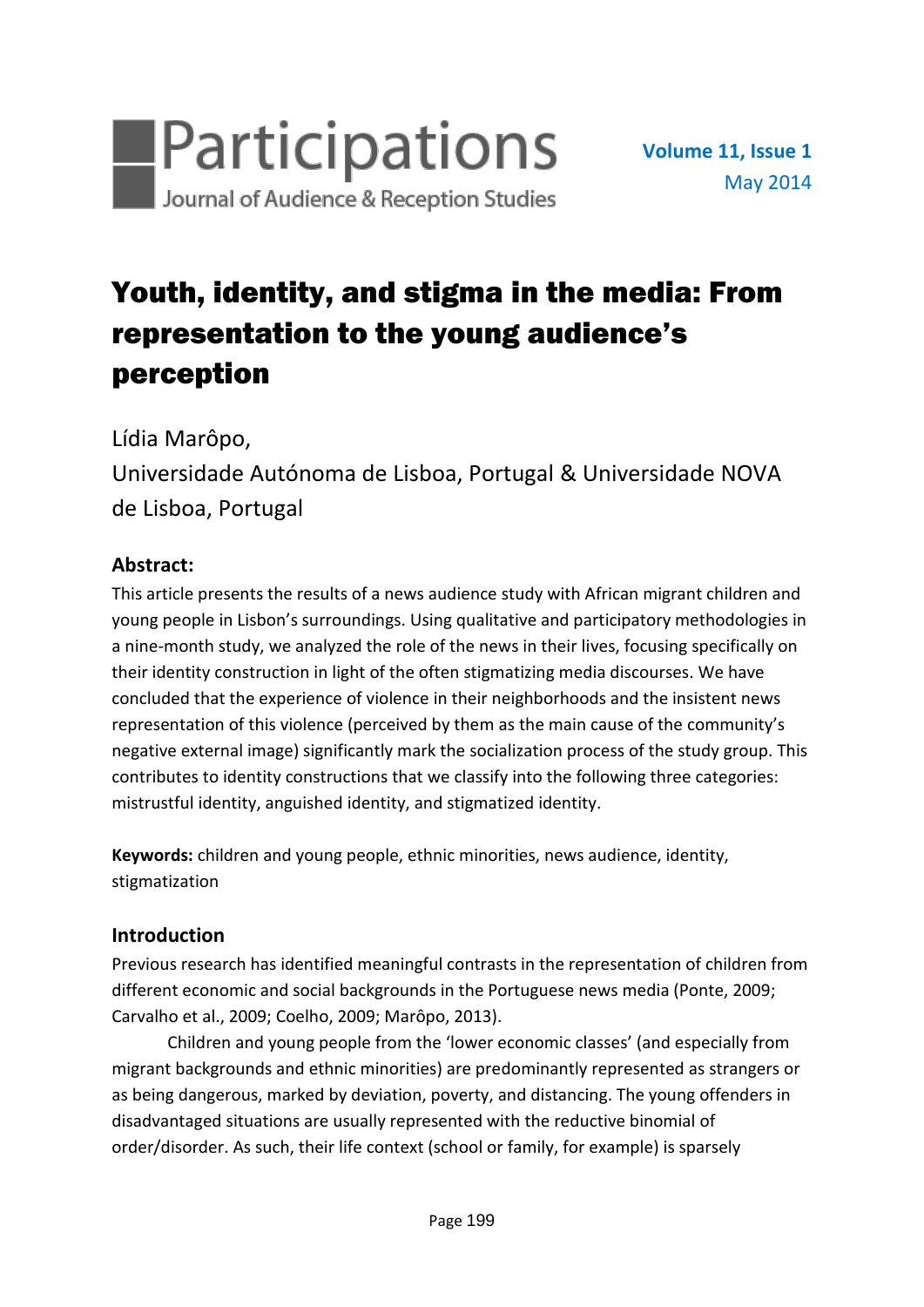# Youth, identity, and stigma in the media: From representation to the young audience's perception

Lídia Marôpo,
Universidade Autónoma de Lisboa, Portugal & Universidade NOVA de Lisboa, Portugal

## Abstract:

This article presents the results of a news audience study with African migrant children and young people in Lisbon's surroundings. Using qualitative and participatory methodologies in a nine-month study, we analyzed the role of the news in their lives, focusing specifically on their identity construction in light of the often stigmatizing media discourses. We have concluded that the experience of violence in their neighborhoods and the insistent news representation of this violence (perceived by them as the main cause of the community's negative external image) significantly mark the socialization process of the study group. This contributes to identity constructions that we classify into the following three categories: mistrustful identity, anguished identity, and stigmatized identity.

**Keywords:** children and young people, ethnic minorities, news audience, identity, stigmatization

## Introduction

Previous research has identified meaningful contrasts in the representation of children from different economic and social backgrounds in the Portuguese news media (Ponte, 2009; Carvalho et al., 2009; Coelho, 2009; Marôpo, 2013).

Children and young people from the 'lower economic classes' (and especially from migrant backgrounds and ethnic minorities) are predominantly represented as strangers or as being dangerous, marked by deviation, poverty, and distancing. The young offenders in disadvantaged situations are usually represented with the reductive binomial of order/disorder. As such, their life context (school or family, for example) is sparsely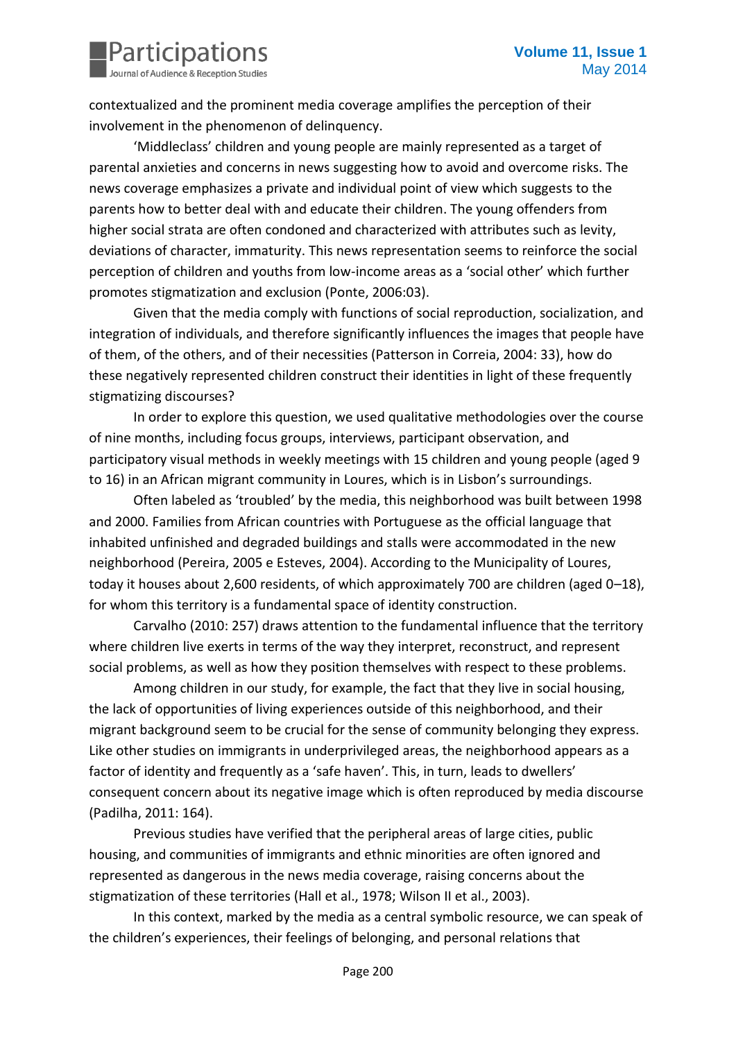contextualized and the prominent media coverage amplifies the perception of their involvement in the phenomenon of delinquency.

'Middleclass' children and young people are mainly represented as a target of parental anxieties and concerns in news suggesting how to avoid and overcome risks. The news coverage emphasizes a private and individual point of view which suggests to the parents how to better deal with and educate their children. The young offenders from higher social strata are often condoned and characterized with attributes such as levity, deviations of character, immaturity. This news representation seems to reinforce the social perception of children and youths from low-income areas as a 'social other' which further promotes stigmatization and exclusion (Ponte, 2006:03).

Given that the media comply with functions of social reproduction, socialization, and integration of individuals, and therefore significantly influences the images that people have of them, of the others, and of their necessities (Patterson in Correia, 2004: 33), how do these negatively represented children construct their identities in light of these frequently stigmatizing discourses?

In order to explore this question, we used qualitative methodologies over the course of nine months, including focus groups, interviews, participant observation, and participatory visual methods in weekly meetings with 15 children and young people (aged 9 to 16) in an African migrant community in Loures, which is in Lisbon's surroundings.

Often labeled as 'troubled' by the media, this neighborhood was built between 1998 and 2000. Families from African countries with Portuguese as the official language that inhabited unfinished and degraded buildings and stalls were accommodated in the new neighborhood (Pereira, 2005 e Esteves, 2004). According to the Municipality of Loures, today it houses about 2,600 residents, of which approximately 700 are children (aged 0–18), for whom this territory is a fundamental space of identity construction.

Carvalho (2010: 257) draws attention to the fundamental influence that the territory where children live exerts in terms of the way they interpret, reconstruct, and represent social problems, as well as how they position themselves with respect to these problems.

Among children in our study, for example, the fact that they live in social housing, the lack of opportunities of living experiences outside of this neighborhood, and their migrant background seem to be crucial for the sense of community belonging they express. Like other studies on immigrants in underprivileged areas, the neighborhood appears as a factor of identity and frequently as a 'safe haven'. This, in turn, leads to dwellers' consequent concern about its negative image which is often reproduced by media discourse (Padilha, 2011: 164).

Previous studies have verified that the peripheral areas of large cities, public housing, and communities of immigrants and ethnic minorities are often ignored and represented as dangerous in the news media coverage, raising concerns about the stigmatization of these territories (Hall et al., 1978; Wilson II et al., 2003).

In this context, marked by the media as a central symbolic resource, we can speak of the children's experiences, their feelings of belonging, and personal relations that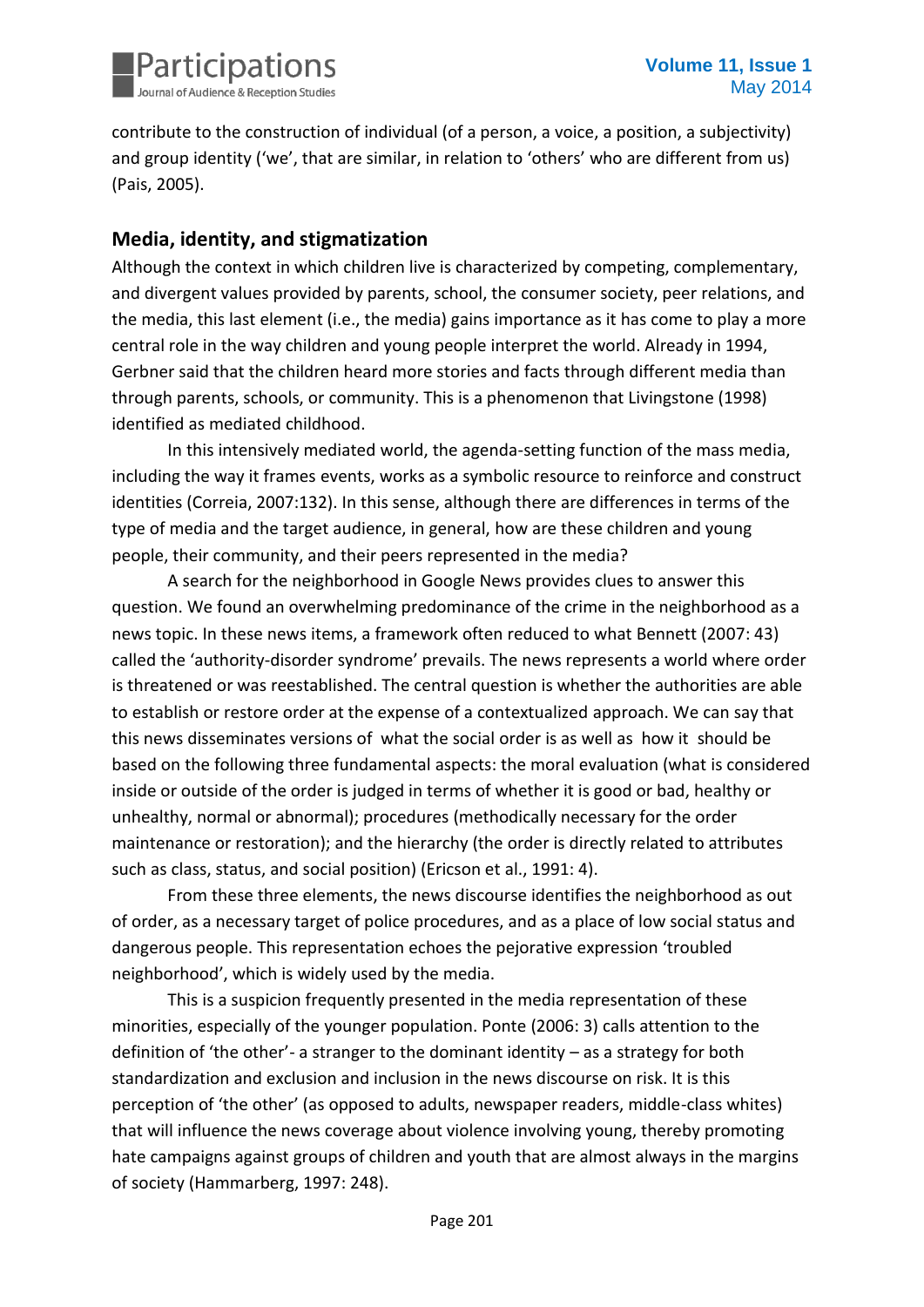contribute to the construction of individual (of a person, a voice, a position, a subjectivity) and group identity ('we', that are similar, in relation to 'others' who are different from us) (Pais, 2005).

## Media, identity, and stigmatization

Although the context in which children live is characterized by competing, complementary, and divergent values provided by parents, school, the consumer society, peer relations, and the media, this last element (i.e., the media) gains importance as it has come to play a more central role in the way children and young people interpret the world. Already in 1994, Gerbner said that the children heard more stories and facts through different media than through parents, schools, or community. This is a phenomenon that Livingstone (1998) identified as mediated childhood.

In this intensively mediated world, the agenda-setting function of the mass media, including the way it frames events, works as a symbolic resource to reinforce and construct identities (Correia, 2007:132). In this sense, although there are differences in terms of the type of media and the target audience, in general, how are these children and young people, their community, and their peers represented in the media?

A search for the neighborhood in Google News provides clues to answer this question. We found an overwhelming predominance of the crime in the neighborhood as a news topic. In these news items, a framework often reduced to what Bennett (2007: 43) called the 'authority-disorder syndrome' prevails. The news represents a world where order is threatened or was reestablished. The central question is whether the authorities are able to establish or restore order at the expense of a contextualized approach. We can say that this news disseminates versions of what the social order is as well as how it should be based on the following three fundamental aspects: the moral evaluation (what is considered inside or outside of the order is judged in terms of whether it is good or bad, healthy or unhealthy, normal or abnormal); procedures (methodically necessary for the order maintenance or restoration); and the hierarchy (the order is directly related to attributes such as class, status, and social position) (Ericson et al., 1991: 4).

From these three elements, the news discourse identifies the neighborhood as out of order, as a necessary target of police procedures, and as a place of low social status and dangerous people. This representation echoes the pejorative expression 'troubled neighborhood', which is widely used by the media.

This is a suspicion frequently presented in the media representation of these minorities, especially of the younger population. Ponte (2006: 3) calls attention to the definition of 'the other'- a stranger to the dominant identity – as a strategy for both standardization and exclusion and inclusion in the news discourse on risk. It is this perception of 'the other' (as opposed to adults, newspaper readers, middle-class whites) that will influence the news coverage about violence involving young, thereby promoting hate campaigns against groups of children and youth that are almost always in the margins of society (Hammarberg, 1997: 248).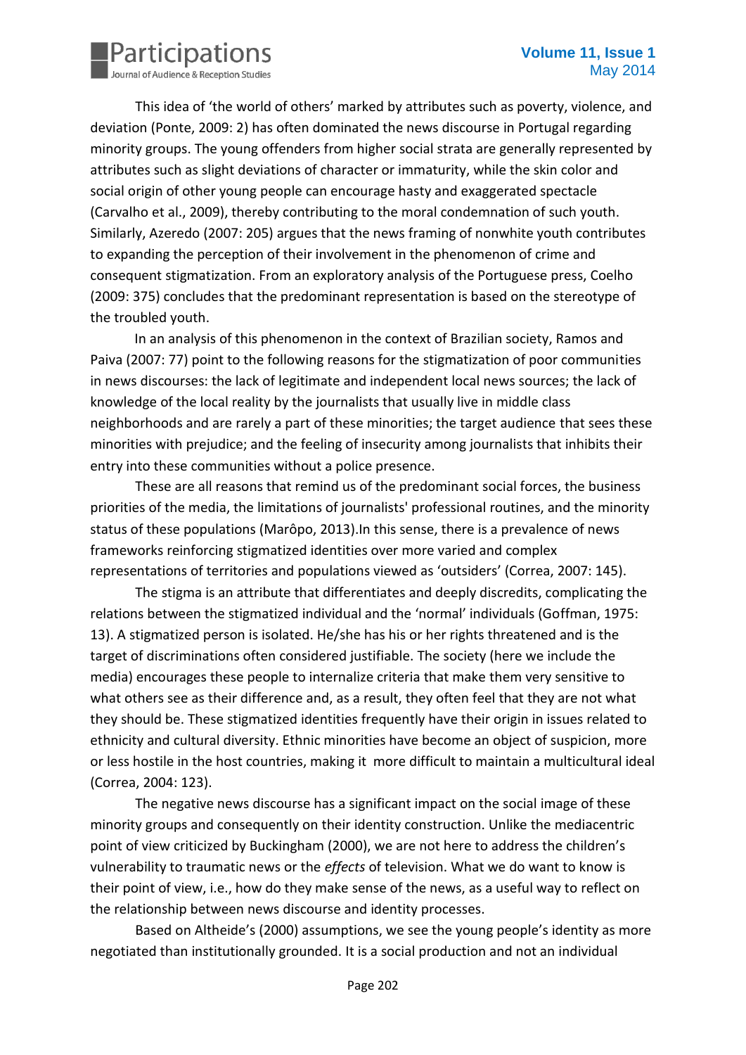This idea of 'the world of others' marked by attributes such as poverty, violence, and deviation (Ponte, 2009: 2) has often dominated the news discourse in Portugal regarding minority groups. The young offenders from higher social strata are generally represented by attributes such as slight deviations of character or immaturity, while the skin color and social origin of other young people can encourage hasty and exaggerated spectacle (Carvalho et al., 2009), thereby contributing to the moral condemnation of such youth. Similarly, Azeredo (2007: 205) argues that the news framing of nonwhite youth contributes to expanding the perception of their involvement in the phenomenon of crime and consequent stigmatization. From an exploratory analysis of the Portuguese press, Coelho (2009: 375) concludes that the predominant representation is based on the stereotype of the troubled youth.

In an analysis of this phenomenon in the context of Brazilian society, Ramos and Paiva (2007: 77) point to the following reasons for the stigmatization of poor communities in news discourses: the lack of legitimate and independent local news sources; the lack of knowledge of the local reality by the journalists that usually live in middle class neighborhoods and are rarely a part of these minorities; the target audience that sees these minorities with prejudice; and the feeling of insecurity among journalists that inhibits their entry into these communities without a police presence.

These are all reasons that remind us of the predominant social forces, the business priorities of the media, the limitations of journalists' professional routines, and the minority status of these populations (Marôpo, 2013).In this sense, there is a prevalence of news frameworks reinforcing stigmatized identities over more varied and complex representations of territories and populations viewed as 'outsiders' (Correa, 2007: 145).

The stigma is an attribute that differentiates and deeply discredits, complicating the relations between the stigmatized individual and the 'normal' individuals (Goffman, 1975: 13). A stigmatized person is isolated. He/she has his or her rights threatened and is the target of discriminations often considered justifiable. The society (here we include the media) encourages these people to internalize criteria that make them very sensitive to what others see as their difference and, as a result, they often feel that they are not what they should be. These stigmatized identities frequently have their origin in issues related to ethnicity and cultural diversity. Ethnic minorities have become an object of suspicion, more or less hostile in the host countries, making it more difficult to maintain a multicultural ideal (Correa, 2004: 123).

The negative news discourse has a significant impact on the social image of these minority groups and consequently on their identity construction. Unlike the mediacentric point of view criticized by Buckingham (2000), we are not here to address the children's vulnerability to traumatic news or the *effects* of television. What we do want to know is their point of view, i.e., how do they make sense of the news, as a useful way to reflect on the relationship between news discourse and identity processes.

Based on Altheide's (2000) assumptions, we see the young people's identity as more negotiated than institutionally grounded. It is a social production and not an individual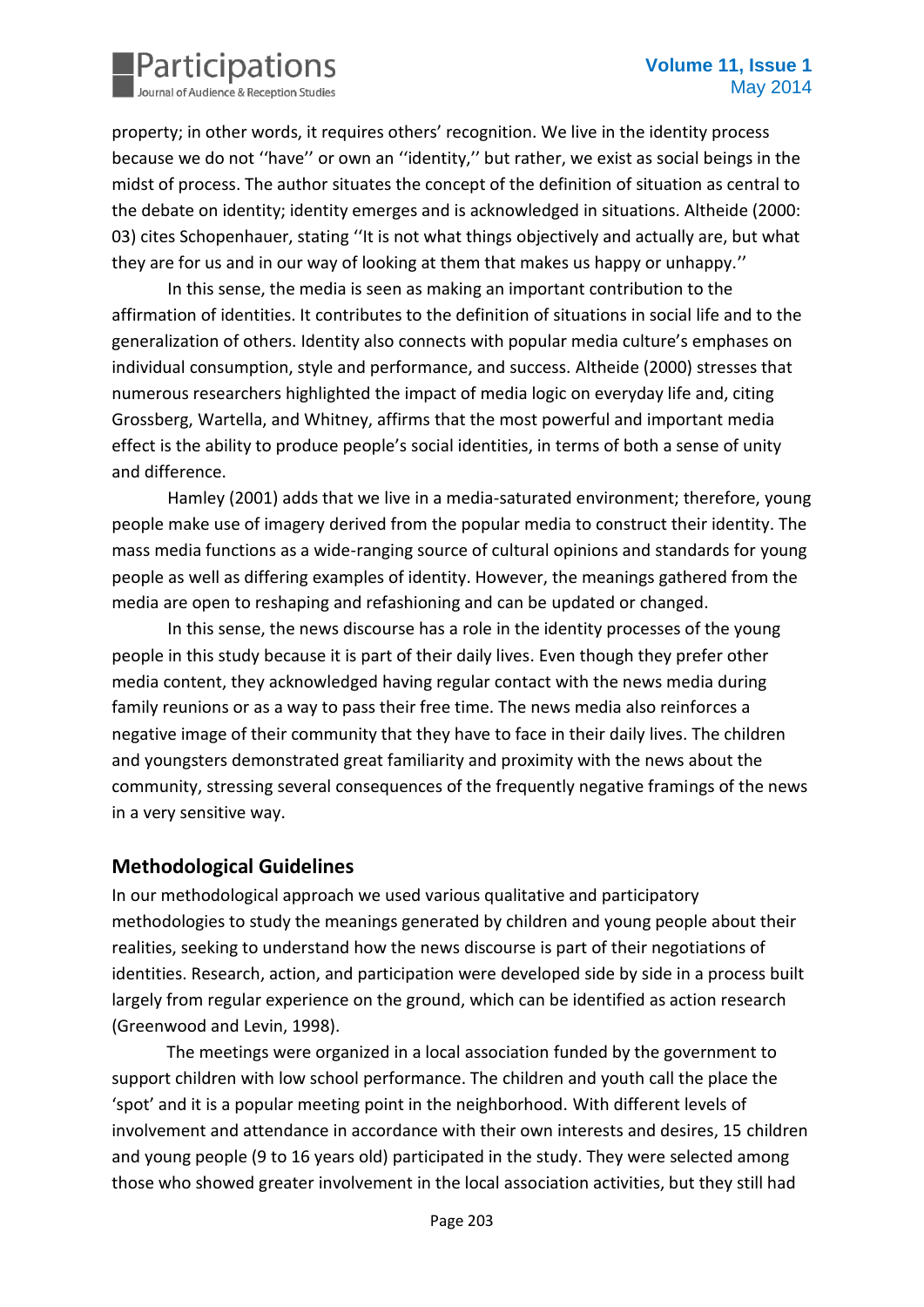property; in other words, it requires others' recognition. We live in the identity process because we do not ''have'' or own an ''identity,'' but rather, we exist as social beings in the midst of process. The author situates the concept of the definition of situation as central to the debate on identity; identity emerges and is acknowledged in situations. Altheide (2000: 03) cites Schopenhauer, stating ''It is not what things objectively and actually are, but what they are for us and in our way of looking at them that makes us happy or unhappy.''

In this sense, the media is seen as making an important contribution to the affirmation of identities. It contributes to the definition of situations in social life and to the generalization of others. Identity also connects with popular media culture's emphases on individual consumption, style and performance, and success. Altheide (2000) stresses that numerous researchers highlighted the impact of media logic on everyday life and, citing Grossberg, Wartella, and Whitney, affirms that the most powerful and important media effect is the ability to produce people's social identities, in terms of both a sense of unity and difference.

Hamley (2001) adds that we live in a media-saturated environment; therefore, young people make use of imagery derived from the popular media to construct their identity. The mass media functions as a wide-ranging source of cultural opinions and standards for young people as well as differing examples of identity. However, the meanings gathered from the media are open to reshaping and refashioning and can be updated or changed.

In this sense, the news discourse has a role in the identity processes of the young people in this study because it is part of their daily lives. Even though they prefer other media content, they acknowledged having regular contact with the news media during family reunions or as a way to pass their free time. The news media also reinforces a negative image of their community that they have to face in their daily lives. The children and youngsters demonstrated great familiarity and proximity with the news about the community, stressing several consequences of the frequently negative framings of the news in a very sensitive way.

## Methodological Guidelines

In our methodological approach we used various qualitative and participatory methodologies to study the meanings generated by children and young people about their realities, seeking to understand how the news discourse is part of their negotiations of identities. Research, action, and participation were developed side by side in a process built largely from regular experience on the ground, which can be identified as action research (Greenwood and Levin, 1998).

The meetings were organized in a local association funded by the government to support children with low school performance. The children and youth call the place the 'spot' and it is a popular meeting point in the neighborhood. With different levels of involvement and attendance in accordance with their own interests and desires, 15 children and young people (9 to 16 years old) participated in the study. They were selected among those who showed greater involvement in the local association activities, but they still had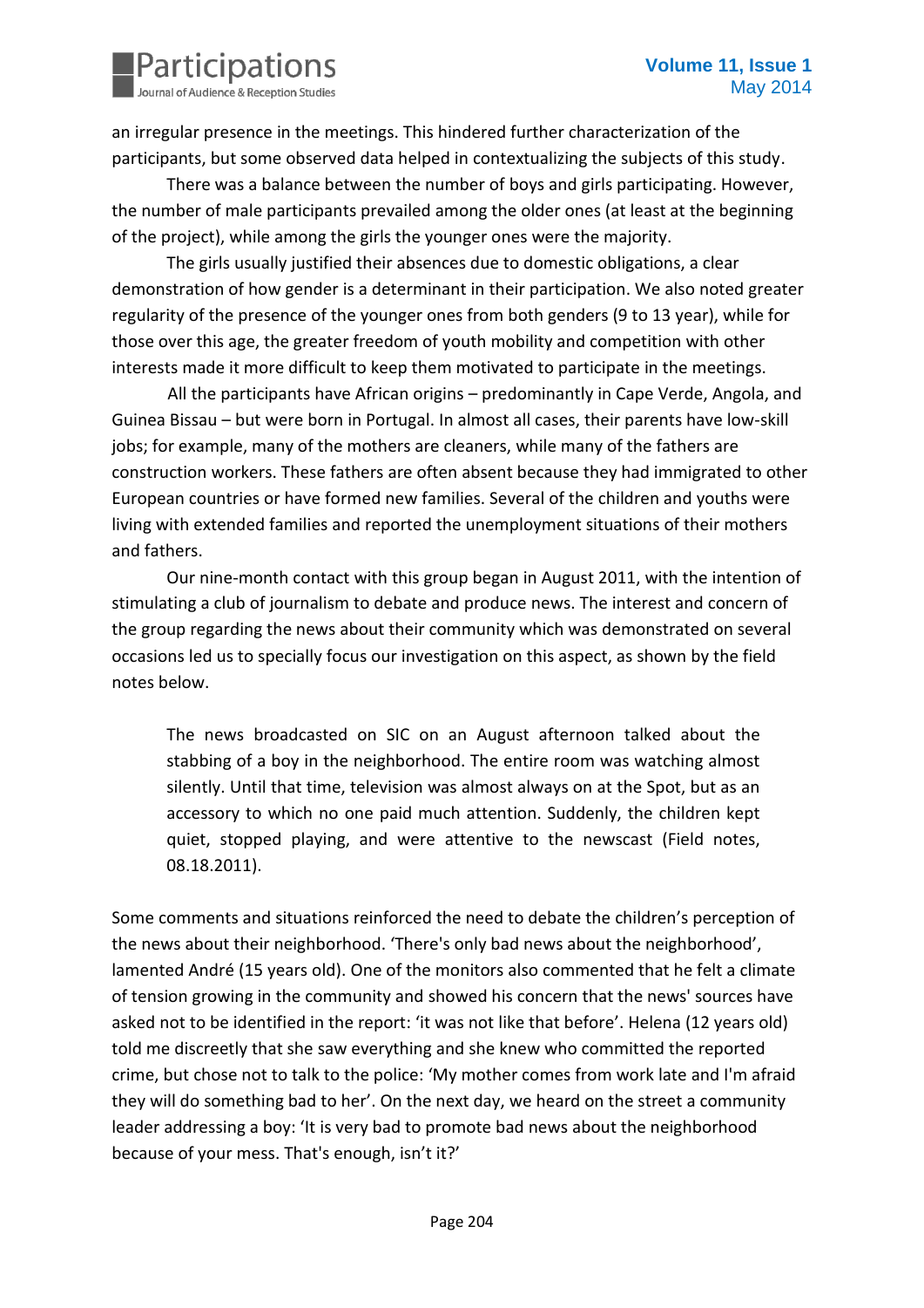an irregular presence in the meetings. This hindered further characterization of the participants, but some observed data helped in contextualizing the subjects of this study.

There was a balance between the number of boys and girls participating. However, the number of male participants prevailed among the older ones (at least at the beginning of the project), while among the girls the younger ones were the majority.

The girls usually justified their absences due to domestic obligations, a clear demonstration of how gender is a determinant in their participation. We also noted greater regularity of the presence of the younger ones from both genders (9 to 13 year), while for those over this age, the greater freedom of youth mobility and competition with other interests made it more difficult to keep them motivated to participate in the meetings.

All the participants have African origins – predominantly in Cape Verde, Angola, and Guinea Bissau – but were born in Portugal. In almost all cases, their parents have low-skill jobs; for example, many of the mothers are cleaners, while many of the fathers are construction workers. These fathers are often absent because they had immigrated to other European countries or have formed new families. Several of the children and youths were living with extended families and reported the unemployment situations of their mothers and fathers.

Our nine-month contact with this group began in August 2011, with the intention of stimulating a club of journalism to debate and produce news. The interest and concern of the group regarding the news about their community which was demonstrated on several occasions led us to specially focus our investigation on this aspect, as shown by the field notes below.

> The news broadcasted on SIC on an August afternoon talked about the stabbing of a boy in the neighborhood. The entire room was watching almost silently. Until that time, television was almost always on at the Spot, but as an accessory to which no one paid much attention. Suddenly, the children kept quiet, stopped playing, and were attentive to the newscast (Field notes, 08.18.2011).

Some comments and situations reinforced the need to debate the children's perception of the news about their neighborhood. 'There's only bad news about the neighborhood', lamented André (15 years old). One of the monitors also commented that he felt a climate of tension growing in the community and showed his concern that the news' sources have asked not to be identified in the report: 'it was not like that before'. Helena (12 years old) told me discreetly that she saw everything and she knew who committed the reported crime, but chose not to talk to the police: 'My mother comes from work late and I'm afraid they will do something bad to her'. On the next day, we heard on the street a community leader addressing a boy: 'It is very bad to promote bad news about the neighborhood because of your mess. That's enough, isn't it?'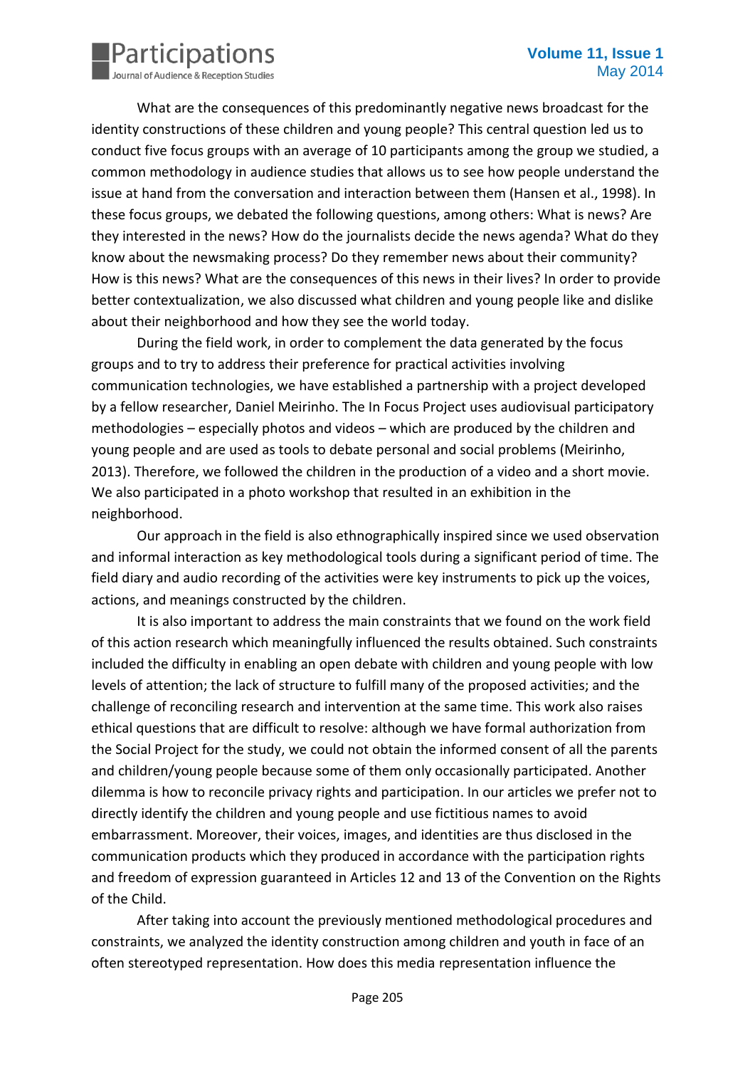What are the consequences of this predominantly negative news broadcast for the identity constructions of these children and young people? This central question led us to conduct five focus groups with an average of 10 participants among the group we studied, a common methodology in audience studies that allows us to see how people understand the issue at hand from the conversation and interaction between them (Hansen et al., 1998). In these focus groups, we debated the following questions, among others: What is news? Are they interested in the news? How do the journalists decide the news agenda? What do they know about the newsmaking process? Do they remember news about their community? How is this news? What are the consequences of this news in their lives? In order to provide better contextualization, we also discussed what children and young people like and dislike about their neighborhood and how they see the world today.

During the field work, in order to complement the data generated by the focus groups and to try to address their preference for practical activities involving communication technologies, we have established a partnership with a project developed by a fellow researcher, Daniel Meirinho. The In Focus Project uses audiovisual participatory methodologies – especially photos and videos – which are produced by the children and young people and are used as tools to debate personal and social problems (Meirinho, 2013). Therefore, we followed the children in the production of a video and a short movie. We also participated in a photo workshop that resulted in an exhibition in the neighborhood.

Our approach in the field is also ethnographically inspired since we used observation and informal interaction as key methodological tools during a significant period of time. The field diary and audio recording of the activities were key instruments to pick up the voices, actions, and meanings constructed by the children.

It is also important to address the main constraints that we found on the work field of this action research which meaningfully influenced the results obtained. Such constraints included the difficulty in enabling an open debate with children and young people with low levels of attention; the lack of structure to fulfill many of the proposed activities; and the challenge of reconciling research and intervention at the same time. This work also raises ethical questions that are difficult to resolve: although we have formal authorization from the Social Project for the study, we could not obtain the informed consent of all the parents and children/young people because some of them only occasionally participated. Another dilemma is how to reconcile privacy rights and participation. In our articles we prefer not to directly identify the children and young people and use fictitious names to avoid embarrassment. Moreover, their voices, images, and identities are thus disclosed in the communication products which they produced in accordance with the participation rights and freedom of expression guaranteed in Articles 12 and 13 of the Convention on the Rights of the Child.

After taking into account the previously mentioned methodological procedures and constraints, we analyzed the identity construction among children and youth in face of an often stereotyped representation. How does this media representation influence the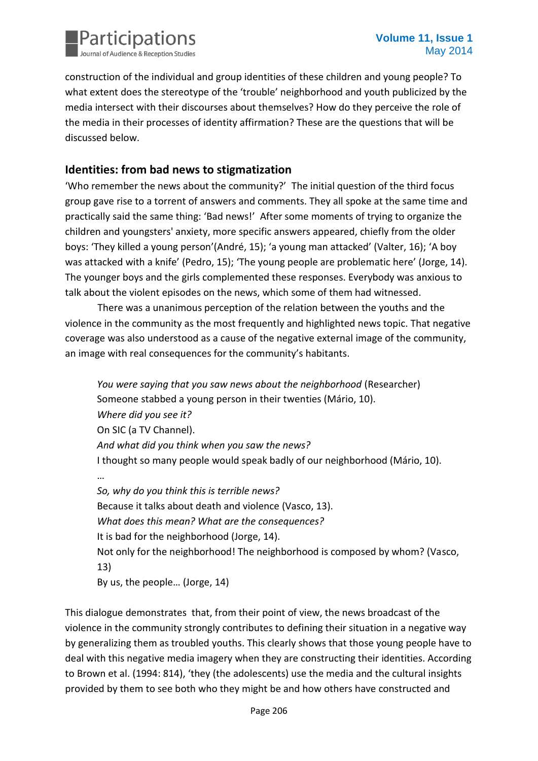construction of the individual and group identities of these children and young people? To what extent does the stereotype of the 'trouble' neighborhood and youth publicized by the media intersect with their discourses about themselves? How do they perceive the role of the media in their processes of identity affirmation? These are the questions that will be discussed below.

## Identities: from bad news to stigmatization

'Who remember the news about the community?' The initial question of the third focus group gave rise to a torrent of answers and comments. They all spoke at the same time and practically said the same thing: 'Bad news!' After some moments of trying to organize the children and youngsters' anxiety, more specific answers appeared, chiefly from the older boys: 'They killed a young person'(André, 15); 'a young man attacked' (Valter, 16); 'A boy was attacked with a knife' (Pedro, 15); 'The young people are problematic here' (Jorge, 14). The younger boys and the girls complemented these responses. Everybody was anxious to talk about the violent episodes on the news, which some of them had witnessed.

There was a unanimous perception of the relation between the youths and the violence in the community as the most frequently and highlighted news topic. That negative coverage was also understood as a cause of the negative external image of the community, an image with real consequences for the community's habitants.

> *You were saying that you saw news about the neighborhood* (Researcher)
> Someone stabbed a young person in their twenties (Mário, 10).
> *Where did you see it?*
> On SIC (a TV Channel).
> *And what did you think when you saw the news?*
> I thought so many people would speak badly of our neighborhood (Mário, 10).
> …
> *So, why do you think this is terrible news?*
> Because it talks about death and violence (Vasco, 13).
> *What does this mean? What are the consequences?*
> It is bad for the neighborhood (Jorge, 14).
> Not only for the neighborhood! The neighborhood is composed by whom? (Vasco, 13)
> By us, the people… (Jorge, 14)

This dialogue demonstrates that, from their point of view, the news broadcast of the violence in the community strongly contributes to defining their situation in a negative way by generalizing them as troubled youths. This clearly shows that those young people have to deal with this negative media imagery when they are constructing their identities. According to Brown et al. (1994: 814), 'they (the adolescents) use the media and the cultural insights provided by them to see both who they might be and how others have constructed and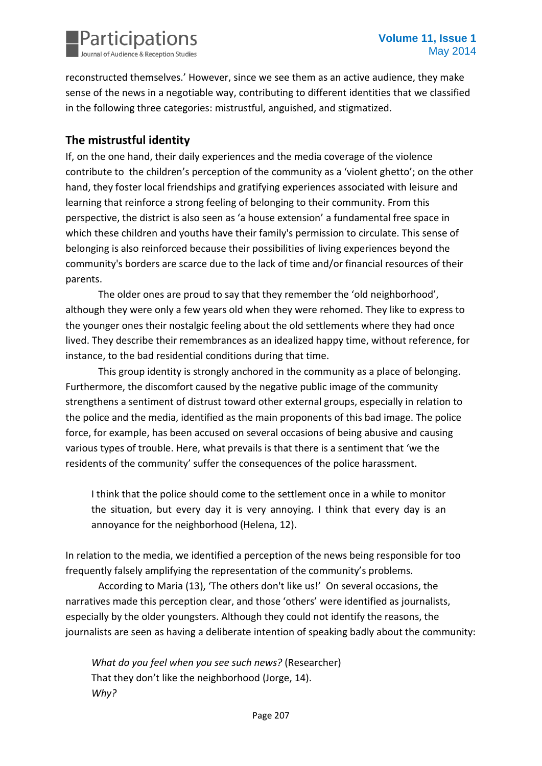reconstructed themselves.' However, since we see them as an active audience, they make sense of the news in a negotiable way, contributing to different identities that we classified in the following three categories: mistrustful, anguished, and stigmatized.

## The mistrustful identity

If, on the one hand, their daily experiences and the media coverage of the violence contribute to the children's perception of the community as a 'violent ghetto'; on the other hand, they foster local friendships and gratifying experiences associated with leisure and learning that reinforce a strong feeling of belonging to their community. From this perspective, the district is also seen as 'a house extension' a fundamental free space in which these children and youths have their family's permission to circulate. This sense of belonging is also reinforced because their possibilities of living experiences beyond the community's borders are scarce due to the lack of time and/or financial resources of their parents.

The older ones are proud to say that they remember the 'old neighborhood', although they were only a few years old when they were rehomed. They like to express to the younger ones their nostalgic feeling about the old settlements where they had once lived. They describe their remembrances as an idealized happy time, without reference, for instance, to the bad residential conditions during that time.

This group identity is strongly anchored in the community as a place of belonging. Furthermore, the discomfort caused by the negative public image of the community strengthens a sentiment of distrust toward other external groups, especially in relation to the police and the media, identified as the main proponents of this bad image. The police force, for example, has been accused on several occasions of being abusive and causing various types of trouble. Here, what prevails is that there is a sentiment that 'we the residents of the community' suffer the consequences of the police harassment.

> I think that the police should come to the settlement once in a while to monitor the situation, but every day it is very annoying. I think that every day is an annoyance for the neighborhood (Helena, 12).

In relation to the media, we identified a perception of the news being responsible for too frequently falsely amplifying the representation of the community's problems.

According to Maria (13), 'The others don't like us!' On several occasions, the narratives made this perception clear, and those 'others' were identified as journalists, especially by the older youngsters. Although they could not identify the reasons, the journalists are seen as having a deliberate intention of speaking badly about the community:

> *What do you feel when you see such news?* (Researcher)
> That they don't like the neighborhood (Jorge, 14).
> *Why?*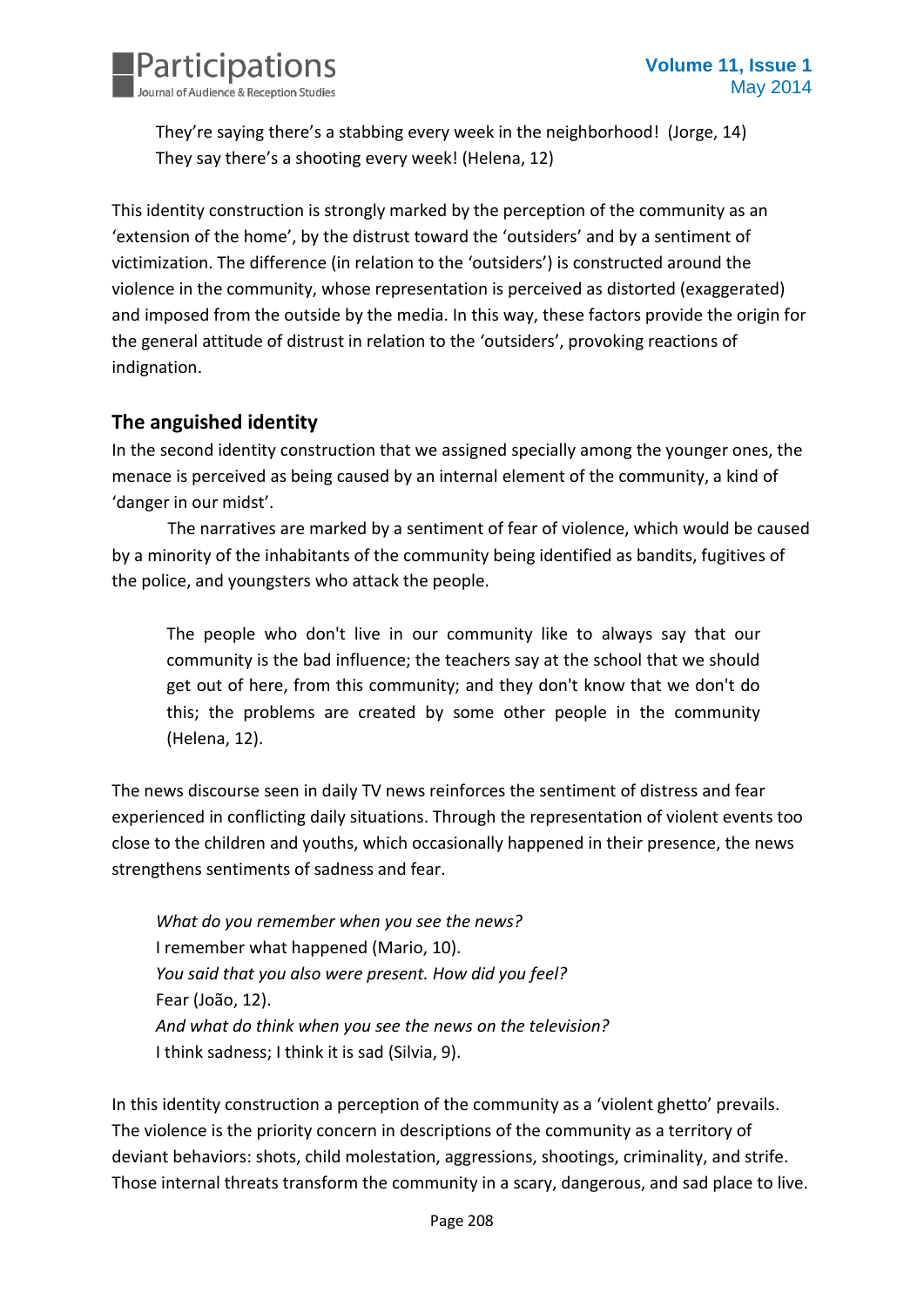They're saying there's a stabbing every week in the neighborhood! (Jorge, 14)
They say there's a shooting every week! (Helena, 12)

This identity construction is strongly marked by the perception of the community as an 'extension of the home', by the distrust toward the 'outsiders' and by a sentiment of victimization. The difference (in relation to the 'outsiders') is constructed around the violence in the community, whose representation is perceived as distorted (exaggerated) and imposed from the outside by the media. In this way, these factors provide the origin for the general attitude of distrust in relation to the 'outsiders', provoking reactions of indignation.

## The anguished identity

In the second identity construction that we assigned specially among the younger ones, the menace is perceived as being caused by an internal element of the community, a kind of 'danger in our midst'.

The narratives are marked by a sentiment of fear of violence, which would be caused by a minority of the inhabitants of the community being identified as bandits, fugitives of the police, and youngsters who attack the people.

> The people who don't live in our community like to always say that our community is the bad influence; the teachers say at the school that we should get out of here, from this community; and they don't know that we don't do this; the problems are created by some other people in the community (Helena, 12).

The news discourse seen in daily TV news reinforces the sentiment of distress and fear experienced in conflicting daily situations. Through the representation of violent events too close to the children and youths, which occasionally happened in their presence, the news strengthens sentiments of sadness and fear.

*What do you remember when you see the news?*
I remember what happened (Mario, 10).
*You said that you also were present. How did you feel?*
Fear (João, 12).
*And what do think when you see the news on the television?*
I think sadness; I think it is sad (Silvia, 9).

In this identity construction a perception of the community as a 'violent ghetto' prevails. The violence is the priority concern in descriptions of the community as a territory of deviant behaviors: shots, child molestation, aggressions, shootings, criminality, and strife. Those internal threats transform the community in a scary, dangerous, and sad place to live.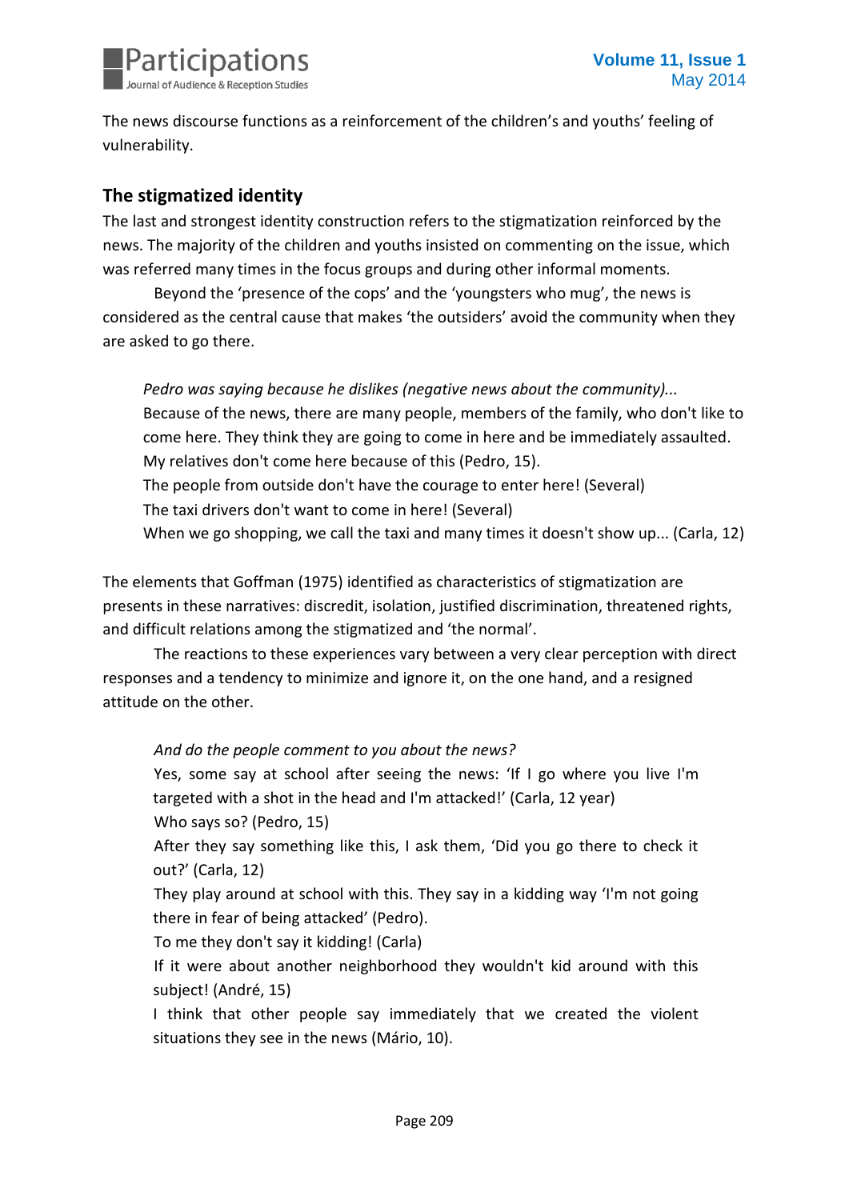The news discourse functions as a reinforcement of the children's and youths' feeling of vulnerability.

## The stigmatized identity

The last and strongest identity construction refers to the stigmatization reinforced by the news. The majority of the children and youths insisted on commenting on the issue, which was referred many times in the focus groups and during other informal moments.

Beyond the 'presence of the cops' and the 'youngsters who mug', the news is considered as the central cause that makes 'the outsiders' avoid the community when they are asked to go there.

> *Pedro was saying because he dislikes (negative news about the community)...*
> Because of the news, there are many people, members of the family, who don't like to come here. They think they are going to come in here and be immediately assaulted. My relatives don't come here because of this (Pedro, 15).
> The people from outside don't have the courage to enter here! (Several)
> The taxi drivers don't want to come in here! (Several)
> When we go shopping, we call the taxi and many times it doesn't show up... (Carla, 12)

The elements that Goffman (1975) identified as characteristics of stigmatization are presents in these narratives: discredit, isolation, justified discrimination, threatened rights, and difficult relations among the stigmatized and 'the normal'.

The reactions to these experiences vary between a very clear perception with direct responses and a tendency to minimize and ignore it, on the one hand, and a resigned attitude on the other.

> *And do the people comment to you about the news?*
> Yes, some say at school after seeing the news: 'If I go where you live I'm targeted with a shot in the head and I'm attacked!' (Carla, 12 year)
> Who says so? (Pedro, 15)
> After they say something like this, I ask them, 'Did you go there to check it out?' (Carla, 12)
> They play around at school with this. They say in a kidding way 'I'm not going there in fear of being attacked' (Pedro).
> To me they don't say it kidding! (Carla)
> If it were about another neighborhood they wouldn't kid around with this subject! (André, 15)
> I think that other people say immediately that we created the violent situations they see in the news (Mário, 10).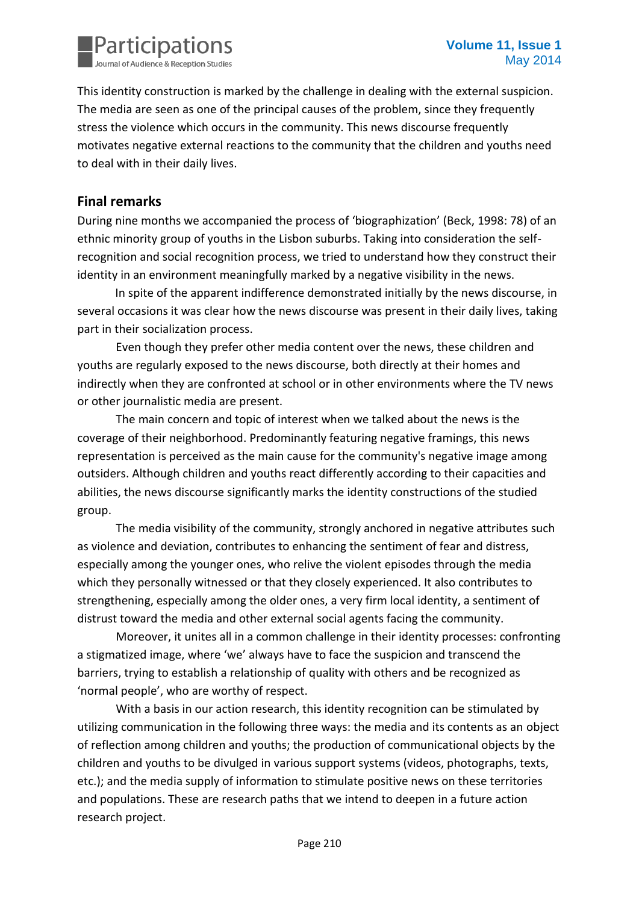This identity construction is marked by the challenge in dealing with the external suspicion. The media are seen as one of the principal causes of the problem, since they frequently stress the violence which occurs in the community. This news discourse frequently motivates negative external reactions to the community that the children and youths need to deal with in their daily lives.

## Final remarks

During nine months we accompanied the process of 'biographization' (Beck, 1998: 78) of an ethnic minority group of youths in the Lisbon suburbs. Taking into consideration the self-recognition and social recognition process, we tried to understand how they construct their identity in an environment meaningfully marked by a negative visibility in the news.

In spite of the apparent indifference demonstrated initially by the news discourse, in several occasions it was clear how the news discourse was present in their daily lives, taking part in their socialization process.

Even though they prefer other media content over the news, these children and youths are regularly exposed to the news discourse, both directly at their homes and indirectly when they are confronted at school or in other environments where the TV news or other journalistic media are present.

The main concern and topic of interest when we talked about the news is the coverage of their neighborhood. Predominantly featuring negative framings, this news representation is perceived as the main cause for the community's negative image among outsiders. Although children and youths react differently according to their capacities and abilities, the news discourse significantly marks the identity constructions of the studied group.

The media visibility of the community, strongly anchored in negative attributes such as violence and deviation, contributes to enhancing the sentiment of fear and distress, especially among the younger ones, who relive the violent episodes through the media which they personally witnessed or that they closely experienced. It also contributes to strengthening, especially among the older ones, a very firm local identity, a sentiment of distrust toward the media and other external social agents facing the community.

Moreover, it unites all in a common challenge in their identity processes: confronting a stigmatized image, where 'we' always have to face the suspicion and transcend the barriers, trying to establish a relationship of quality with others and be recognized as 'normal people', who are worthy of respect.

With a basis in our action research, this identity recognition can be stimulated by utilizing communication in the following three ways: the media and its contents as an object of reflection among children and youths; the production of communicational objects by the children and youths to be divulged in various support systems (videos, photographs, texts, etc.); and the media supply of information to stimulate positive news on these territories and populations. These are research paths that we intend to deepen in a future action research project.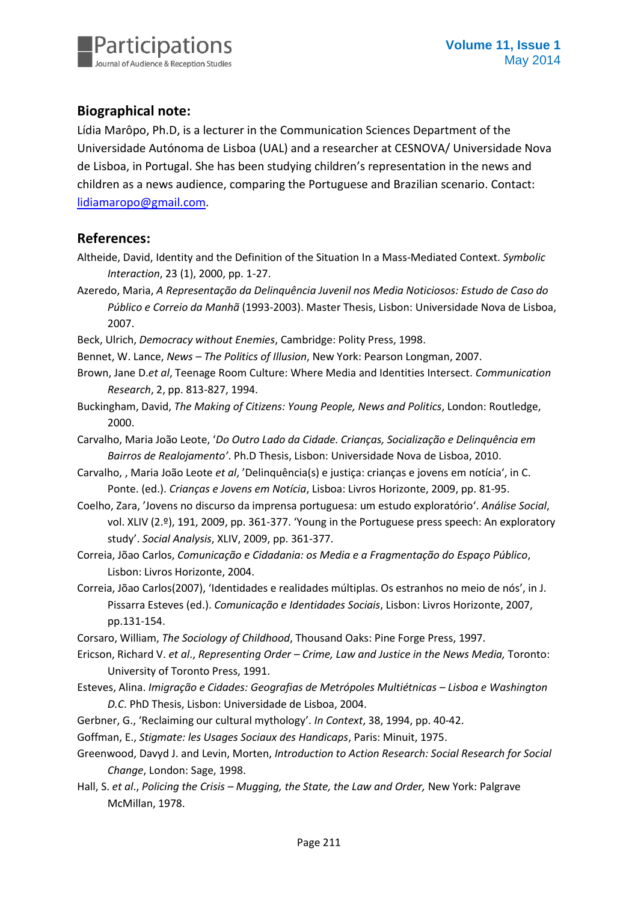## Biographical note:

Lídia Marôpo, Ph.D, is a lecturer in the Communication Sciences Department of the Universidade Autónoma de Lisboa (UAL) and a researcher at CESNOVA/ Universidade Nova de Lisboa, in Portugal. She has been studying children's representation in the news and children as a news audience, comparing the Portuguese and Brazilian scenario. Contact: lidiamaropo@gmail.com.

## References:

Altheide, David, Identity and the Definition of the Situation In a Mass-Mediated Context. *Symbolic Interaction*, 23 (1), 2000, pp. 1-27.

Azeredo, Maria, *A Representação da Delinquência Juvenil nos Media Noticiosos: Estudo de Caso do Público e Correio da Manhã* (1993-2003). Master Thesis, Lisbon: Universidade Nova de Lisboa, 2007.

Beck, Ulrich, *Democracy without Enemies*, Cambridge: Polity Press, 1998.

Bennet, W. Lance, *News – The Politics of Illusion*, New York: Pearson Longman, 2007.

Brown, Jane D.*et al*, Teenage Room Culture: Where Media and Identities Intersect. *Communication Research*, 2, pp. 813-827, 1994.

Buckingham, David, *The Making of Citizens: Young People, News and Politics*, London: Routledge, 2000.

Carvalho, Maria João Leote, '*Do Outro Lado da Cidade. Crianças, Socialização e Delinquência em Bairros de Realojamento'*. Ph.D Thesis, Lisbon: Universidade Nova de Lisboa, 2010.

Carvalho, , Maria João Leote *et al*, 'Delinquência(s) e justiça: crianças e jovens em notícia', in C. Ponte. (ed.). *Crianças e Jovens em Notícia*, Lisboa: Livros Horizonte, 2009, pp. 81-95.

Coelho, Zara, 'Jovens no discurso da imprensa portuguesa: um estudo exploratório'. *Análise Social*, vol. XLIV (2.º), 191, 2009, pp. 361-377. 'Young in the Portuguese press speech: An exploratory study'. *Social Analysis*, XLIV, 2009, pp. 361-377.

Correia, Jõao Carlos, *Comunicação e Cidadania: os Media e a Fragmentação do Espaço Público*, Lisbon: Livros Horizonte, 2004.

Correia, Jõao Carlos(2007), 'Identidades e realidades múltiplas. Os estranhos no meio de nós', in J. Pissarra Esteves (ed.). *Comunicação e Identidades Sociais*, Lisbon: Livros Horizonte, 2007, pp.131-154.

Corsaro, William, *The Sociology of Childhood*, Thousand Oaks: Pine Forge Press, 1997.

Ericson, Richard V. *et al*., *Representing Order – Crime, Law and Justice in the News Media,* Toronto: University of Toronto Press, 1991.

Esteves, Alina. *Imigração e Cidades: Geografias de Metrópoles Multiétnicas – Lisboa e Washington D.C*. PhD Thesis, Lisbon: Universidade de Lisboa, 2004.

Gerbner, G., 'Reclaiming our cultural mythology'. *In Context*, 38, 1994, pp. 40-42.

Goffman, E., *Stigmate: les Usages Sociaux des Handicaps*, Paris: Minuit, 1975.

Greenwood, Davyd J. and Levin, Morten, *Introduction to Action Research: Social Research for Social Change*, London: Sage, 1998.

Hall, S. *et al*., *Policing the Crisis – Mugging, the State, the Law and Order,* New York: Palgrave McMillan, 1978.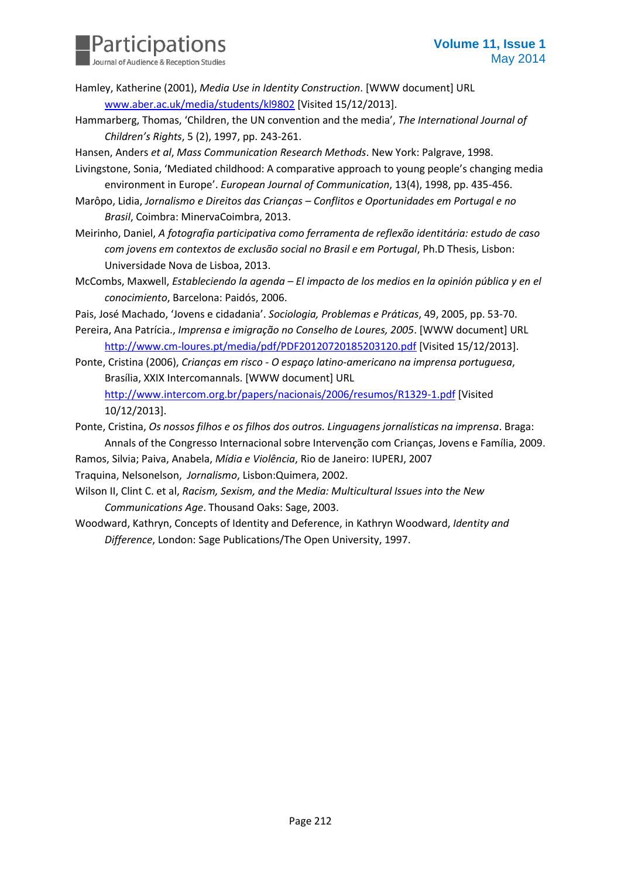Hamley, Katherine (2001), *Media Use in Identity Construction*. [WWW document] URL www.aber.ac.uk/media/students/kl9802 [Visited 15/12/2013].

Hammarberg, Thomas, 'Children, the UN convention and the media', *The International Journal of Children's Rights*, 5 (2), 1997, pp. 243-261.

Hansen, Anders *et al*, *Mass Communication Research Methods*. New York: Palgrave, 1998.

Livingstone, Sonia, 'Mediated childhood: A comparative approach to young people's changing media environment in Europe'. *European Journal of Communication*, 13(4), 1998, pp. 435-456.

Marôpo, Lidia, *Jornalismo e Direitos das Crianças – Conflitos e Oportunidades em Portugal e no Brasil*, Coimbra: MinervaCoimbra, 2013.

Meirinho, Daniel, *A fotografia participativa como ferramenta de reflexão identitária: estudo de caso com jovens em contextos de exclusão social no Brasil e em Portugal*, Ph.D Thesis, Lisbon: Universidade Nova de Lisboa, 2013.

McCombs, Maxwell, *Estableciendo la agenda – El impacto de los medios en la opinión pública y en el conocimiento*, Barcelona: Paidós, 2006.

Pais, José Machado, 'Jovens e cidadania'. *Sociologia, Problemas e Práticas*, 49, 2005, pp. 53-70.

Pereira, Ana Patrícia., *Imprensa e imigração no Conselho de Loures, 2005*. [WWW document] URL http://www.cm-loures.pt/media/pdf/PDF20120720185203120.pdf [Visited 15/12/2013].

Ponte, Cristina (2006), *Crianças em risco - O espaço latino-americano na imprensa portuguesa*, Brasília, XXIX Intercomannals. [WWW document] URL http://www.intercom.org.br/papers/nacionais/2006/resumos/R1329-1.pdf [Visited 10/12/2013].

Ponte, Cristina, *Os nossos filhos e os filhos dos outros. Linguagens jornalísticas na imprensa*. Braga: Annals of the Congresso Internacional sobre Intervenção com Crianças, Jovens e Família, 2009.

Ramos, Silvia; Paiva, Anabela, *Mídia e Violência*, Rio de Janeiro: IUPERJ, 2007

Traquina, Nelsonelson, *Jornalismo*, Lisbon:Quimera, 2002.

Wilson II, Clint C. et al, *Racism, Sexism, and the Media: Multicultural Issues into the New Communications Age*. Thousand Oaks: Sage, 2003.

Woodward, Kathryn, Concepts of Identity and Deference, in Kathryn Woodward, *Identity and Difference*, London: Sage Publications/The Open University, 1997.